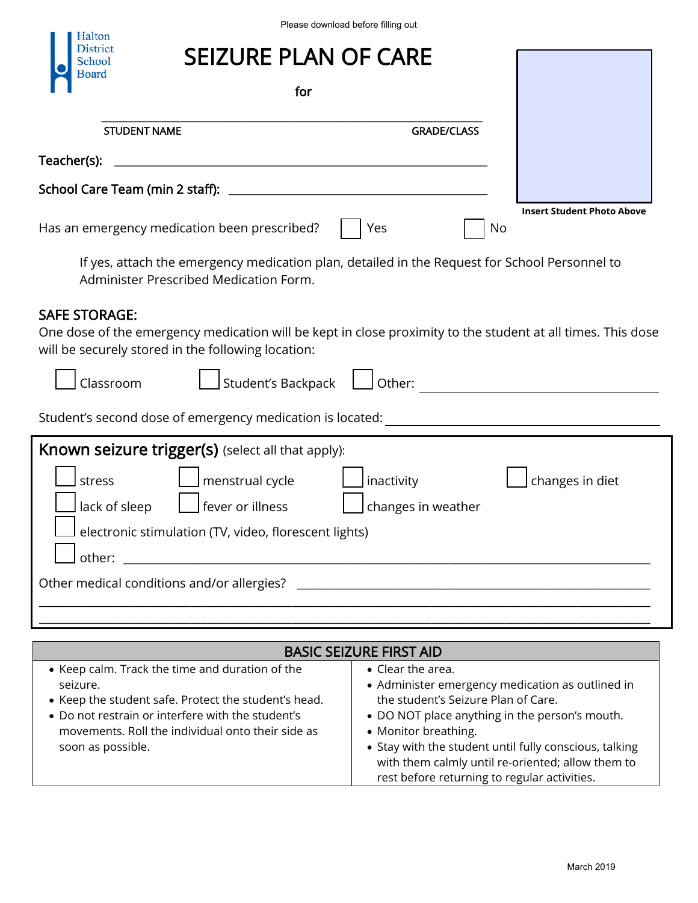Please download before filling out

Halton District School Board

# SEIZURE PLAN OF CARE

for

_______________________________________________

STUDENT NAME GRADE/CLASS

Insert Student Photo Above

**Teacher(s):** _______________________________________________

**School Care Team (min 2 staff):** _______________________________________________

Has an emergency medication been prescribed? ☐ Yes ☐ No

If yes, attach the emergency medication plan, detailed in the Request for School Personnel to Administer Prescribed Medication Form.

## SAFE STORAGE:

One dose of the emergency medication will be kept in close proximity to the student at all times. This dose will be securely stored in the following location:

☐ Classroom ☐ Student's Backpack ☐ Other: _______________________

Student's second dose of emergency medication is located: _______________________

## Known seizure trigger(s) (select all that apply):

☐ stress ☐ menstrual cycle ☐ inactivity ☐ changes in diet

☐ lack of sleep ☐ fever or illness ☐ changes in weather

☐ electronic stimulation (TV, video, florescent lights)

☐ other: _______________________________________________

Other medical conditions and/or allergies? _______________________________________________

_______________________________________________

_______________________________________________

## BASIC SEIZURE FIRST AID

- Keep calm. Track the time and duration of the seizure.
- Keep the student safe. Protect the student's head.
- Do not restrain or interfere with the student's movements. Roll the individual onto their side as soon as possible.
- Clear the area.
- Administer emergency medication as outlined in the student's Seizure Plan of Care.
- DO NOT place anything in the person's mouth.
- Monitor breathing.
- Stay with the student until fully conscious, talking with them calmly until re-oriented; allow them to rest before returning to regular activities.

March 2019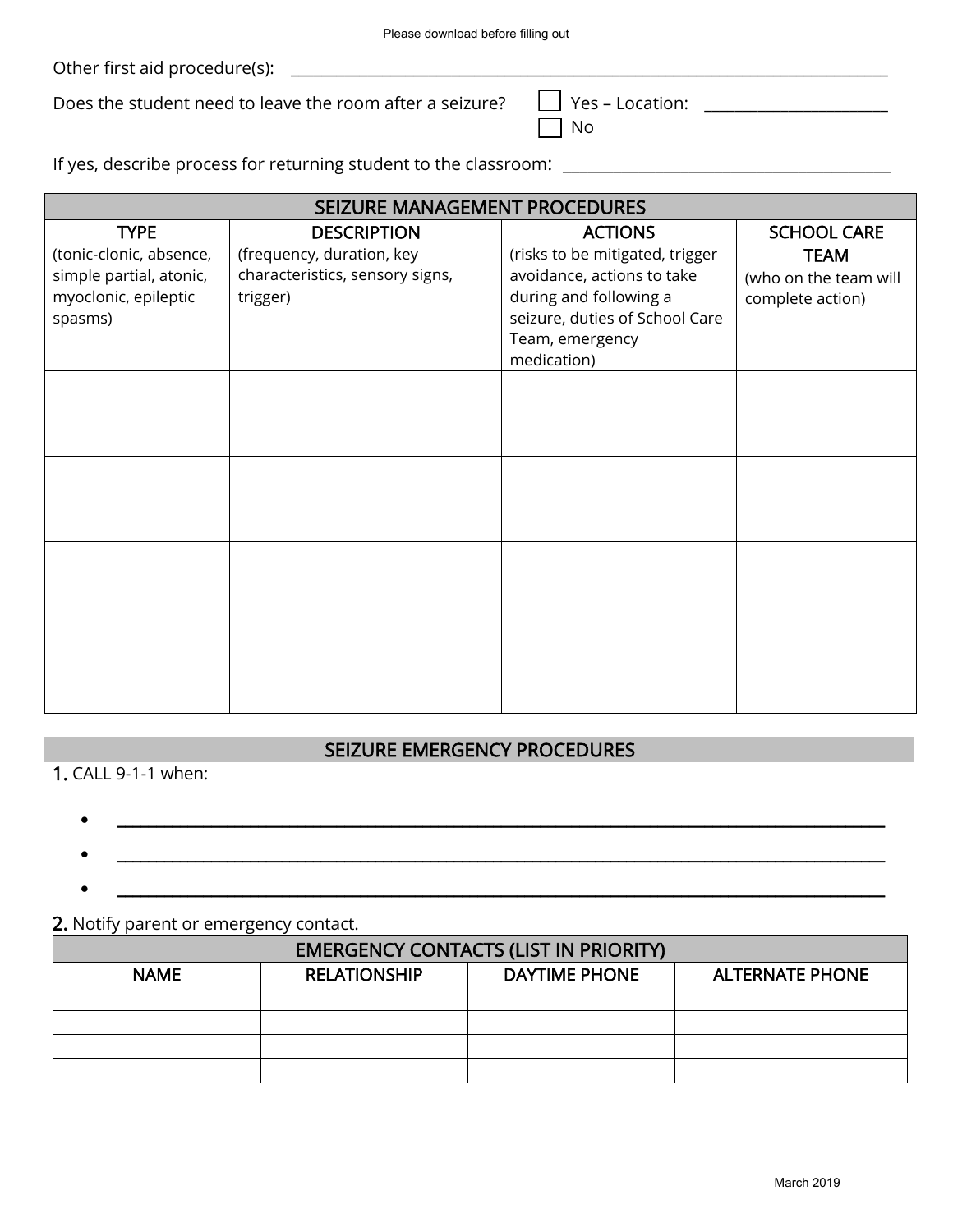Other first aid procedure(s): ___________________________________________________________

Does the student need to leave the room after a seizure? ☐ Yes – Location: ____________________
☐ No

If yes, describe process for returning student to the classroom: ____________________________________

| SEIZURE MANAGEMENT PROCEDURES | | | |
|---|---|---|---|
| TYPE (tonic-clonic, absence, simple partial, atonic, myoclonic, epileptic spasms) | DESCRIPTION (frequency, duration, key characteristics, sensory signs, trigger) | ACTIONS (risks to be mitigated, trigger avoidance, actions to take during and following a seizure, duties of School Care Team, emergency medication) | SCHOOL CARE TEAM (who on the team will complete action) |
| | | | |
| | | | |
| | | | |
| | | | |

## SEIZURE EMERGENCY PROCEDURES

**1.** CALL 9-1-1 when:

- ___________________________________________________________________________
- ___________________________________________________________________________
- ___________________________________________________________________________

**2.** Notify parent or emergency contact.

| EMERGENCY CONTACTS (LIST IN PRIORITY) | | | |
|---|---|---|---|
| NAME | RELATIONSHIP | DAYTIME PHONE | ALTERNATE PHONE |
| | | | |
| | | | |
| | | | |
| | | | |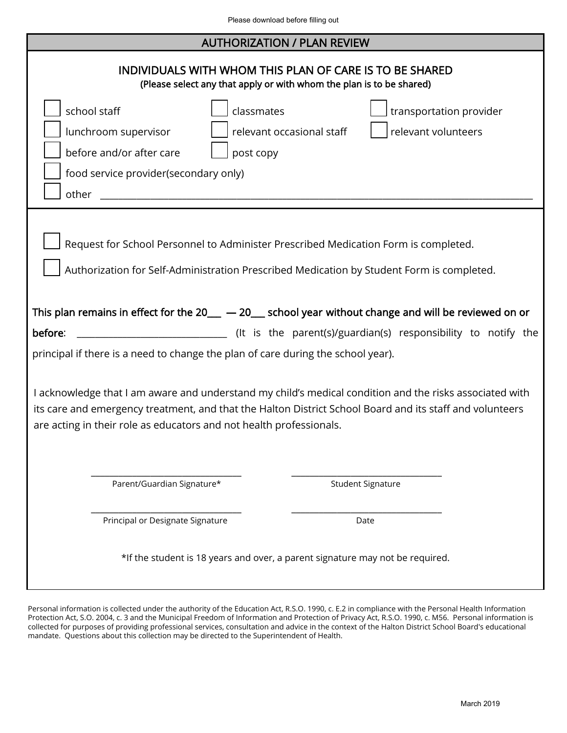Please download before filling out

## AUTHORIZATION / PLAN REVIEW

### INDIVIDUALS WITH WHOM THIS PLAN OF CARE IS TO BE SHARED

**(Please select any that apply or with whom the plan is to be shared)**

- ☐ school staff
- ☐ classmates
- ☐ transportation provider
- ☐ lunchroom supervisor
- ☐ relevant occasional staff
- ☐ relevant volunteers
- ☐ before and/or after care
- ☐ post copy
- ☐ food service provider(secondary only)
- ☐ other \_\_\_\_\_\_\_\_\_\_\_\_\_\_\_\_\_\_\_\_\_\_\_\_\_\_\_\_\_\_\_\_\_\_\_\_\_\_\_\_\_\_\_\_\_\_\_\_\_\_\_\_\_\_\_\_\_\_\_\_

☐ Request for School Personnel to Administer Prescribed Medication Form is completed.

☐ Authorization for Self-Administration Prescribed Medication by Student Form is completed.

**This plan remains in effect for the 20\_\_\_ — 20\_\_\_ school year without change and will be reviewed on or before**: \_\_\_\_\_\_\_\_\_\_\_\_\_\_\_\_\_\_\_\_\_\_\_\_\_\_\_\_\_\_\_\_ (It is the parent(s)/guardian(s) responsibility to notify the principal if there is a need to change the plan of care during the school year).

I acknowledge that I am aware and understand my child's medical condition and the risks associated with its care and emergency treatment, and that the Halton District School Board and its staff and volunteers are acting in their role as educators and not health professionals.

\_\_\_\_\_\_\_\_\_\_\_\_\_\_\_\_\_\_\_\_\_\_\_\_\_\_\_\_\_\_\_\_\_\_
Parent/Guardian Signature*

\_\_\_\_\_\_\_\_\_\_\_\_\_\_\_\_\_\_\_\_\_\_\_\_\_\_\_\_\_\_\_\_\_\_
Student Signature

\_\_\_\_\_\_\_\_\_\_\_\_\_\_\_\_\_\_\_\_\_\_\_\_\_\_\_\_\_\_\_\_\_\_
Principal or Designate Signature

\_\_\_\_\_\_\_\_\_\_\_\_\_\_\_\_\_\_\_\_\_\_\_\_\_\_\_\_\_\_\_\_\_\_
Date

*If the student is 18 years and over, a parent signature may not be required.

Personal information is collected under the authority of the Education Act, R.S.O. 1990, c. E.2 in compliance with the Personal Health Information Protection Act, S.O. 2004, c. 3 and the Municipal Freedom of Information and Protection of Privacy Act, R.S.O. 1990, c. M56. Personal information is collected for purposes of providing professional services, consultation and advice in the context of the Halton District School Board's educational mandate. Questions about this collection may be directed to the Superintendent of Health.

March 2019